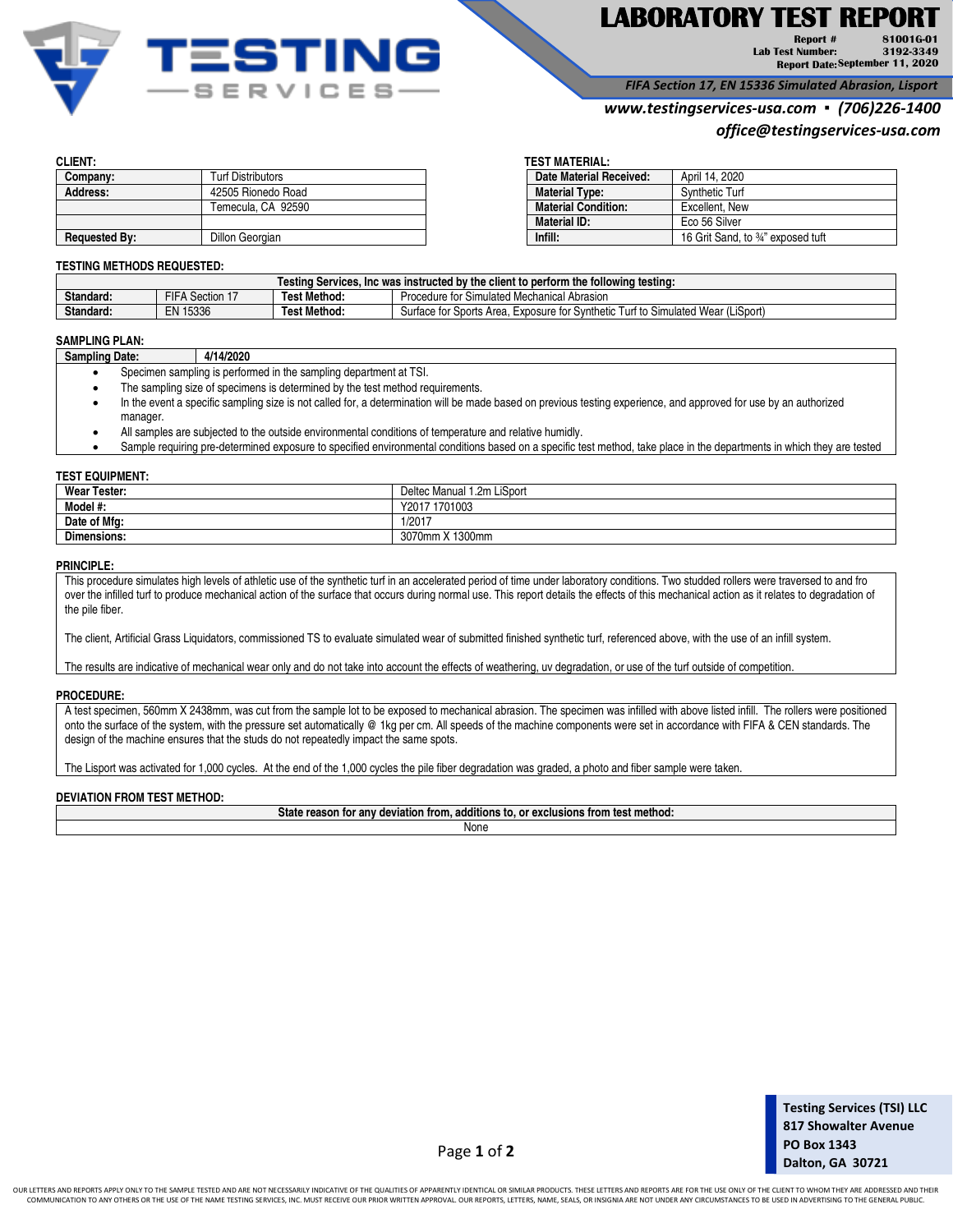# LABORATORY TEST REPORT

**Report #** 81001G-01
**Lab Test Number:** 3192-3349
**Report Date:** September 11, 2020

*FIFA Section 17, EN 15336 Simulated Abrasion, Lisport*

*www.testingservices-usa.com ▪ (706)226-1400*
*office@testingservices-usa.com*

**CLIENT:**

| | |
|---|---|
| **Company:** | Turf Distributors |
| **Address:** | 42505 Rionedo Road |
| | Temecula, CA 92590 |
| | |
| **Requested By:** | Dillon Georgian |

**TEST MATERIAL:**

| | |
|---|---|
| **Date Material Received:** | April 14, 2020 |
| **Material Type:** | Synthetic Turf |
| **Material Condition:** | Excellent, New |
| **Material ID:** | Eco 56 Silver |
| **Infill:** | 16 Grit Sand, to ¾" exposed tuft |

**TESTING METHODS REQUESTED:**

| Testing Services, Inc was instructed by the client to perform the following testing: | | | |
|---|---|---|---|
| **Standard:** | FIFA Section 17 | **Test Method:** | Procedure for Simulated Mechanical Abrasion |
| **Standard:** | EN 15336 | **Test Method:** | Surface for Sports Area, Exposure for Synthetic Turf to Simulated Wear (LiSport) |

**SAMPLING PLAN:**

**Sampling Date:** 4/14/2020

- Specimen sampling is performed in the sampling department at TSI.
- The sampling size of specimens is determined by the test method requirements.
- In the event a specific sampling size is not called for, a determination will be made based on previous testing experience, and approved for use by an authorized manager.
- All samples are subjected to the outside environmental conditions of temperature and relative humidly.
- Sample requiring pre-determined exposure to specified environmental conditions based on a specific test method, take place in the departments in which they are tested

**TEST EQUIPMENT:**

| | |
|---|---|
| **Wear Tester:** | Deltec Manual 1.2m LiSport |
| **Model #:** | Y2017 1701003 |
| **Date of Mfg:** | 1/2017 |
| **Dimensions:** | 3070mm X 1300mm |

**PRINCIPLE:**

This procedure simulates high levels of athletic use of the synthetic turf in an accelerated period of time under laboratory conditions. Two studded rollers were traversed to and fro over the infilled turf to produce mechanical action of the surface that occurs during normal use. This report details the effects of this mechanical action as it relates to degradation of the pile fiber.

The client, Artificial Grass Liquidators, commissioned TS to evaluate simulated wear of submitted finished synthetic turf, referenced above, with the use of an infill system.

The results are indicative of mechanical wear only and do not take into account the effects of weathering, uv degradation, or use of the turf outside of competition.

**PROCEDURE:**

A test specimen, 560mm X 2438mm, was cut from the sample lot to be exposed to mechanical abrasion. The specimen was infilled with above listed infill. The rollers were positioned onto the surface of the system, with the pressure set automatically @ 1kg per cm. All speeds of the machine components were set in accordance with FIFA & CEN standards. The design of the machine ensures that the studs do not repeatedly impact the same spots.

The Lisport was activated for 1,000 cycles. At the end of the 1,000 cycles the pile fiber degradation was graded, a photo and fiber sample were taken.

**DEVIATION FROM TEST METHOD:**

| State reason for any deviation from, additions to, or exclusions from test method: |
|---|
| None |

Testing Services (TSI) LLC
817 Showalter Avenue
PO Box 1343
Dalton, GA 30721

OUR LETTERS AND REPORTS APPLY ONLY TO THE SAMPLE TESTED AND ARE NOT NECESSARILY INDICATIVE OF THE QUALITIES OF APPARENTLY IDENTICAL OR SIMILAR PRODUCTS. THESE LETTERS AND REPORTS ARE FOR THE USE ONLY OF THE CLIENT TO WHOM THEY ARE ADDRESSED AND THEIR COMMUNICATION TO ANY OTHERS OR THE USE OF THE NAME TESTING SERVICES, INC. MUST RECEIVE OUR PRIOR WRITTEN APPROVAL. OUR REPORTS, LETTERS, NAME, SEALS, OR INSIGNIA ARE NOT UNDER ANY CIRCUMSTANCES TO BE USED IN ADVERTISING TO THE GENERAL PUBLIC.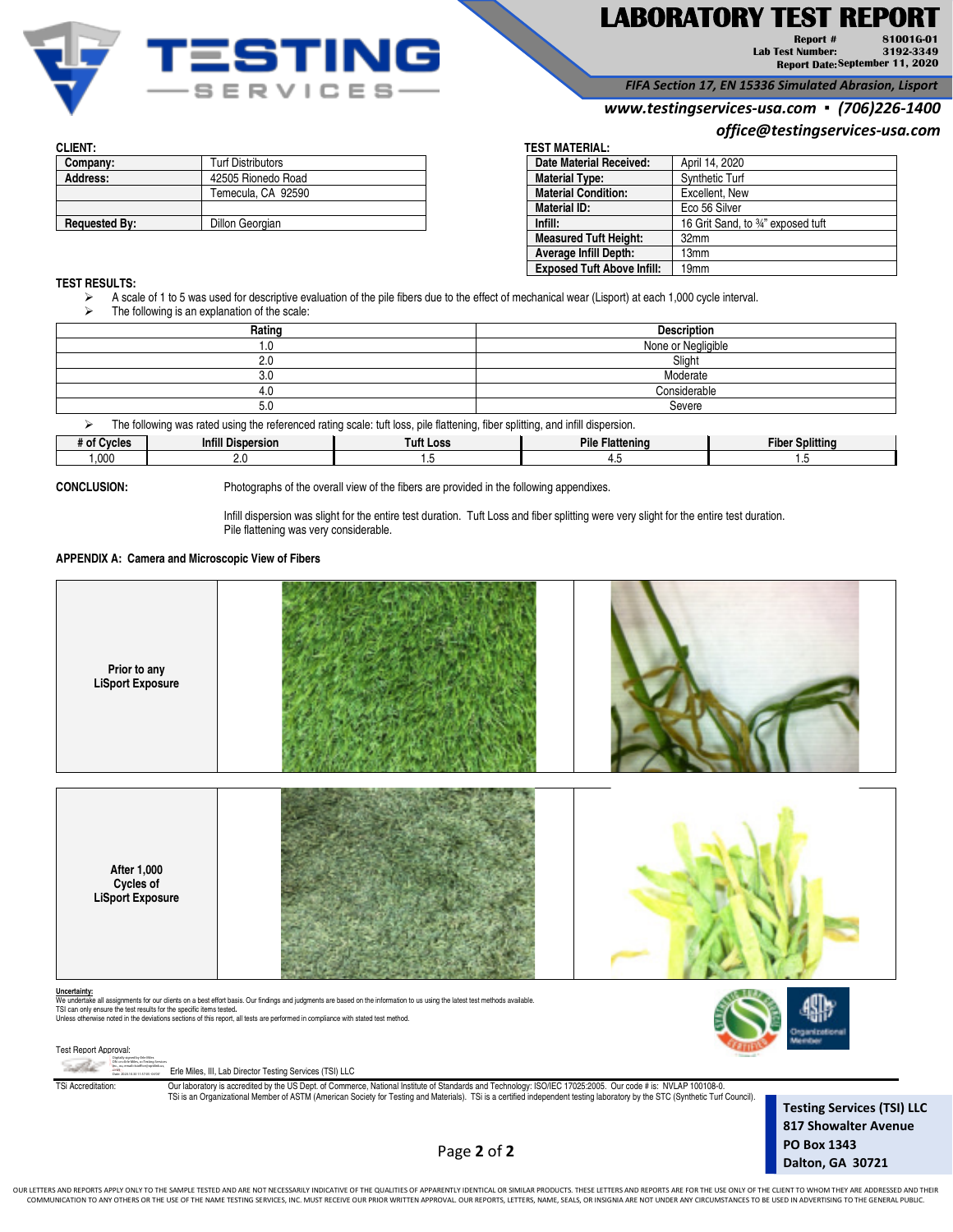# LABORATORY TEST REPORT

Report # 81001G-01
Lab Test Number: 3192-3349
Report Date: September 11, 2020

*FIFA Section 17, EN 15336 Simulated Abrasion, Lisport*

*www.testingservices-usa.com ▪ (706)226-1400*
*office@testingservices-usa.com*

**CLIENT:**

| | |
|---|---|
| **Company:** | Turf Distributors |
| **Address:** | 42505 Rionedo Road |
| | Temecula, CA 92590 |
| | |
| **Requested By:** | Dillon Georgian |

**TEST MATERIAL:**

| | |
|---|---|
| **Date Material Received:** | April 14, 2020 |
| **Material Type:** | Synthetic Turf |
| **Material Condition:** | Excellent, New |
| **Material ID:** | Eco 56 Silver |
| **Infill:** | 16 Grit Sand, to ¾" exposed tuft |
| **Measured Tuft Height:** | 32mm |
| **Average Infill Depth:** | 13mm |
| **Exposed Tuft Above Infill:** | 19mm |

**TEST RESULTS:**

- A scale of 1 to 5 was used for descriptive evaluation of the pile fibers due to the effect of mechanical wear (Lisport) at each 1,000 cycle interval.
- The following is an explanation of the scale:

| Rating | Description |
|---|---|
| 1.0 | None or Negligible |
| 2.0 | Slight |
| 3.0 | Moderate |
| 4.0 | Considerable |
| 5.0 | Severe |

- The following was rated using the referenced rating scale: tuft loss, pile flattening, fiber splitting, and infill dispersion.

| # of Cycles | Infill Dispersion | Tuft Loss | Pile Flattening | Fiber Splitting |
|---|---|---|---|---|
| 1,000 | 2.0 | 1.5 | 4.5 | 1.5 |

**CONCLUSION:** Photographs of the overall view of the fibers are provided in the following appendixes.

Infill dispersion was slight for the entire test duration. Tuft Loss and fiber splitting were very slight for the entire test duration. Pile flattening was very considerable.

**APPENDIX A: Camera and Microscopic View of Fibers**

| | | |
|---|---|---|
| **Prior to any LiSport Exposure** | | |
| **After 1,000 Cycles of LiSport Exposure** | | |

**Uncertainty:**
We undertake all assignments for our clients on a best effort basis. Our findings and judgments are based on the information to us using the latest test methods available.
TSI can only ensure the test results for the specific items tested.
Unless otherwise noted in the deviations sections of this report, all tests are performed in compliance with stated test method.

Test Report Approval:
Erle Miles, III, Lab Director Testing Services (TSI) LLC

TSi Accreditation: Our laboratory is accredited by the US Dept. of Commerce, National Institute of Standards and Technology: ISO/IEC 17025:2005. Our code # is: NVLAP 100108-0.
TSi is an Organizational Member of ASTM (American Society for Testing and Materials). TSi is a certified independent testing laboratory by the STC (Synthetic Turf Council).

**Testing Services (TSI) LLC**
**817 Showalter Avenue**
**PO Box 1343**
**Dalton, GA 30721**

OUR LETTERS AND REPORTS APPLY ONLY TO THE SAMPLE TESTED AND ARE NOT NECESSARILY INDICATIVE OF THE QUALITIES OF APPARENTLY IDENTICAL OR SIMILAR PRODUCTS. THESE LETTERS AND REPORTS ARE FOR THE USE ONLY OF THE CLIENT TO WHOM THEY ARE ADDRESSED AND THEIR COMMUNICATION TO ANY OTHERS OR THE USE OF THE NAME TESTING SERVICES, INC. MUST RECEIVE OUR PRIOR WRITTEN APPROVAL. OUR REPORTS, LETTERS, NAME, SEALS, OR INSIGNIA ARE NOT UNDER ANY CIRCUMSTANCES TO BE USED IN ADVERTISING TO THE GENERAL PUBLIC.